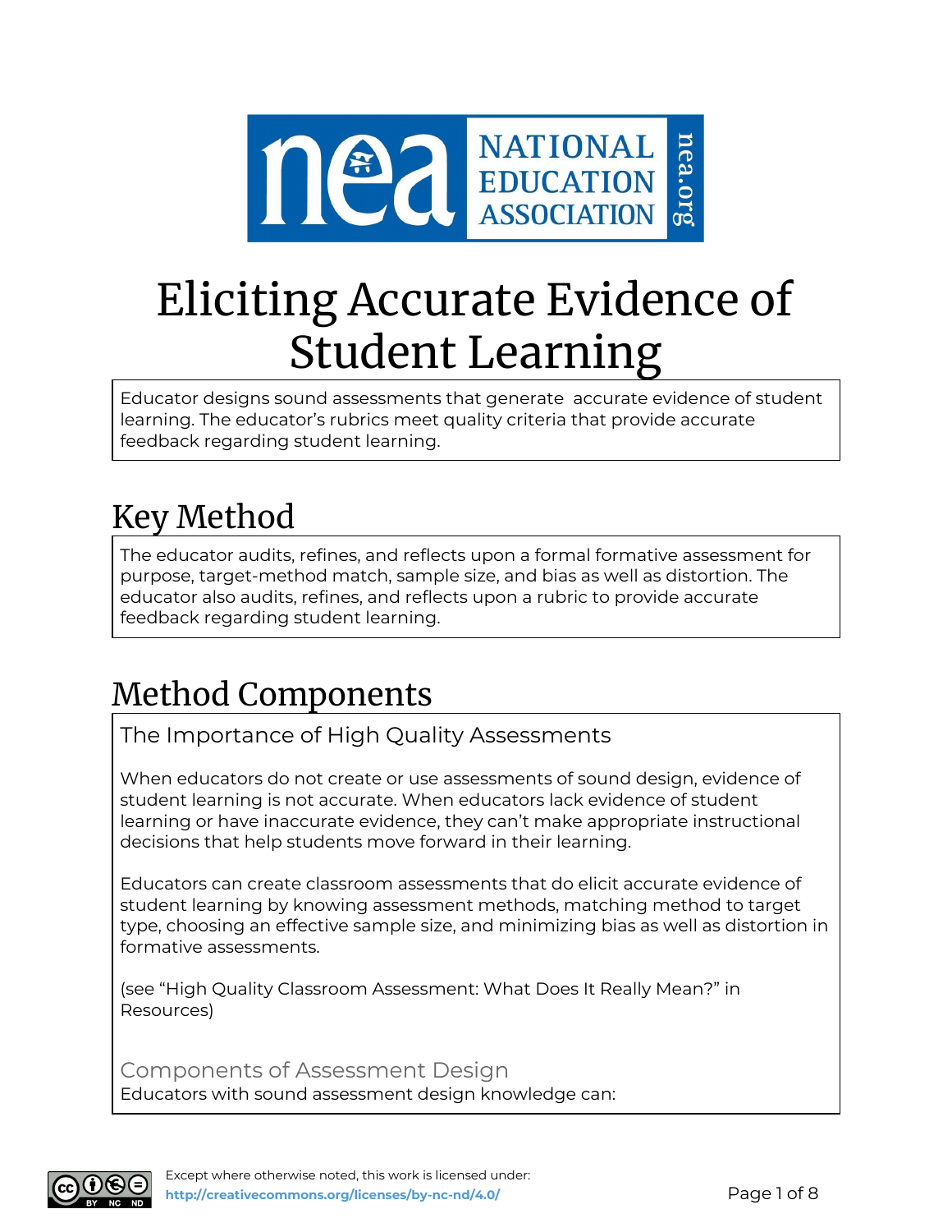# Eliciting Accurate Evidence of Student Learning

Educator designs sound assessments that generate accurate evidence of student learning. The educator's rubrics meet quality criteria that provide accurate feedback regarding student learning.

## Key Method

The educator audits, refines, and reflects upon a formal formative assessment for purpose, target-method match, sample size, and bias as well as distortion. The educator also audits, refines, and reflects upon a rubric to provide accurate feedback regarding student learning.

## Method Components

### The Importance of High Quality Assessments

When educators do not create or use assessments of sound design, evidence of student learning is not accurate. When educators lack evidence of student learning or have inaccurate evidence, they can't make appropriate instructional decisions that help students move forward in their learning.

Educators can create classroom assessments that do elicit accurate evidence of student learning by knowing assessment methods, matching method to target type, choosing an effective sample size, and minimizing bias as well as distortion in formative assessments.

(see "High Quality Classroom Assessment: What Does It Really Mean?" in Resources)

#### Components of Assessment Design

Educators with sound assessment design knowledge can:

Except where otherwise noted, this work is licensed under: http://creativecommons.org/licenses/by-nc-nd/4.0/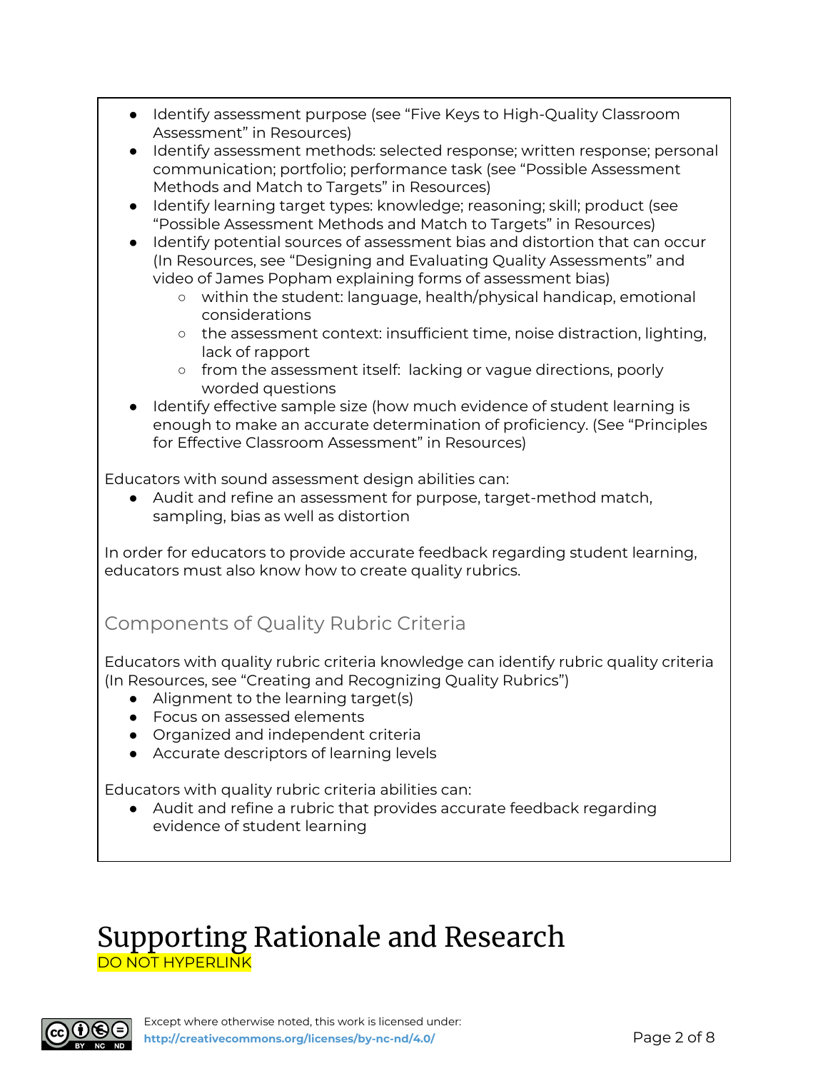- Identify assessment purpose (see "Five Keys to High-Quality Classroom Assessment" in Resources)
- Identify assessment methods: selected response; written response; personal communication; portfolio; performance task (see "Possible Assessment Methods and Match to Targets" in Resources)
- Identify learning target types: knowledge; reasoning; skill; product (see "Possible Assessment Methods and Match to Targets" in Resources)
- Identify potential sources of assessment bias and distortion that can occur (In Resources, see "Designing and Evaluating Quality Assessments" and video of James Popham explaining forms of assessment bias)
  - within the student: language, health/physical handicap, emotional considerations
  - the assessment context: insufficient time, noise distraction, lighting, lack of rapport
  - from the assessment itself: lacking or vague directions, poorly worded questions
- Identify effective sample size (how much evidence of student learning is enough to make an accurate determination of proficiency. (See "Principles for Effective Classroom Assessment" in Resources)

Educators with sound assessment design abilities can:

- Audit and refine an assessment for purpose, target-method match, sampling, bias as well as distortion

In order for educators to provide accurate feedback regarding student learning, educators must also know how to create quality rubrics.

### Components of Quality Rubric Criteria

Educators with quality rubric criteria knowledge can identify rubric quality criteria (In Resources, see "Creating and Recognizing Quality Rubrics")

- Alignment to the learning target(s)
- Focus on assessed elements
- Organized and independent criteria
- Accurate descriptors of learning levels

Educators with quality rubric criteria abilities can:

- Audit and refine a rubric that provides accurate feedback regarding evidence of student learning

# Supporting Rationale and Research

DO NOT HYPERLINK

Except where otherwise noted, this work is licensed under: http://creativecommons.org/licenses/by-nc-nd/4.0/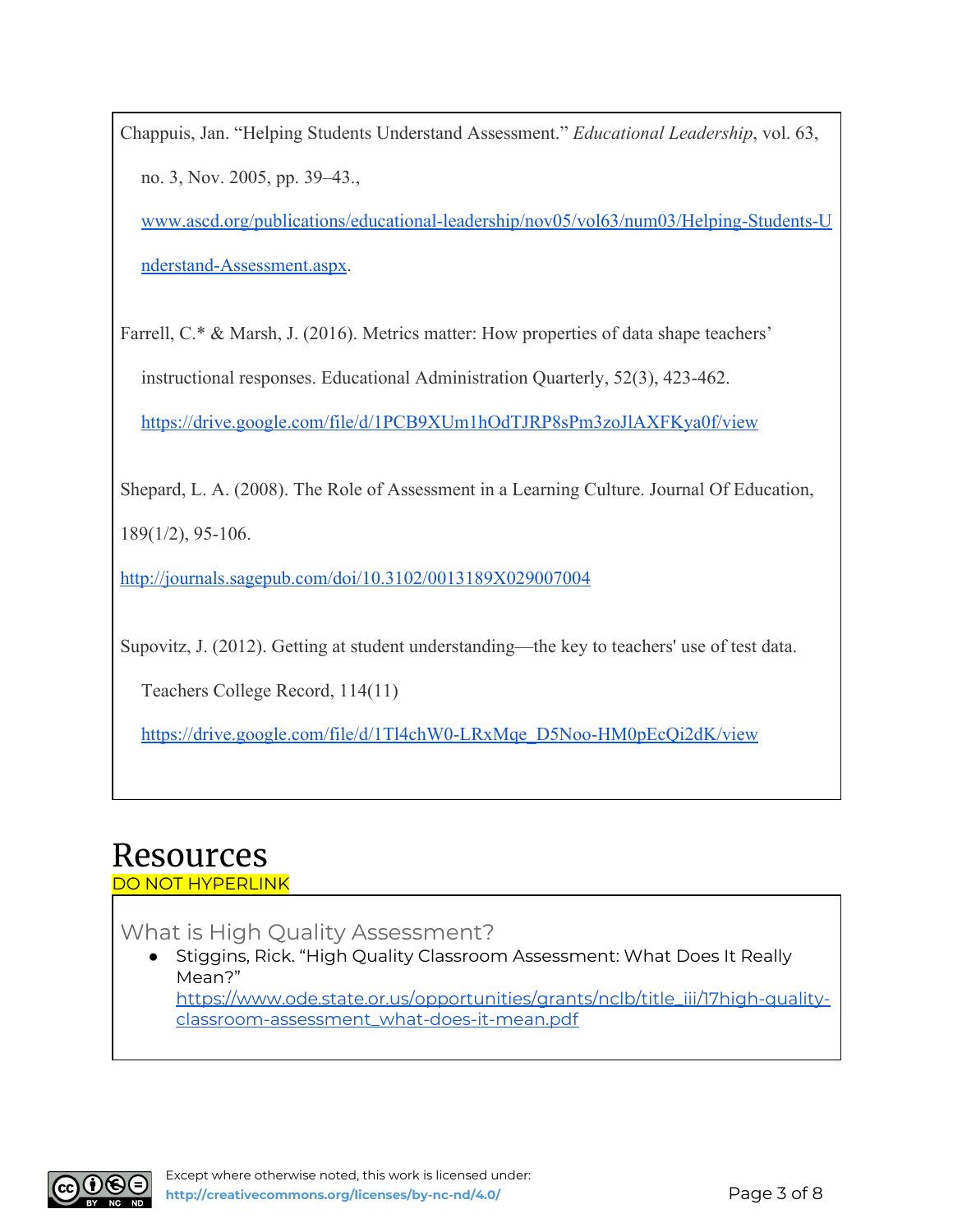Chappuis, Jan. "Helping Students Understand Assessment." *Educational Leadership*, vol. 63, no. 3, Nov. 2005, pp. 39–43., www.ascd.org/publications/educational-leadership/nov05/vol63/num03/Helping-Students-Understand-Assessment.aspx.

Farrell, C.* & Marsh, J. (2016). Metrics matter: How properties of data shape teachers' instructional responses. Educational Administration Quarterly, 52(3), 423-462. https://drive.google.com/file/d/1PCB9XUm1hOdTJRP8sPm3zoJlAXFKya0f/view

Shepard, L. A. (2008). The Role of Assessment in a Learning Culture. Journal Of Education, 189(1/2), 95-106. http://journals.sagepub.com/doi/10.3102/0013189X029007004

Supovitz, J. (2012). Getting at student understanding—the key to teachers' use of test data. Teachers College Record, 114(11) https://drive.google.com/file/d/1Tl4chW0-LRxMqe_D5Noo-HM0pEcQi2dK/view

# Resources

DO NOT HYPERLINK

### What is High Quality Assessment?

- Stiggins, Rick. "High Quality Classroom Assessment: What Does It Really Mean?" https://www.ode.state.or.us/opportunities/grants/nclb/title_iii/17high-quality-classroom-assessment_what-does-it-mean.pdf

Except where otherwise noted, this work is licensed under: http://creativecommons.org/licenses/by-nc-nd/4.0/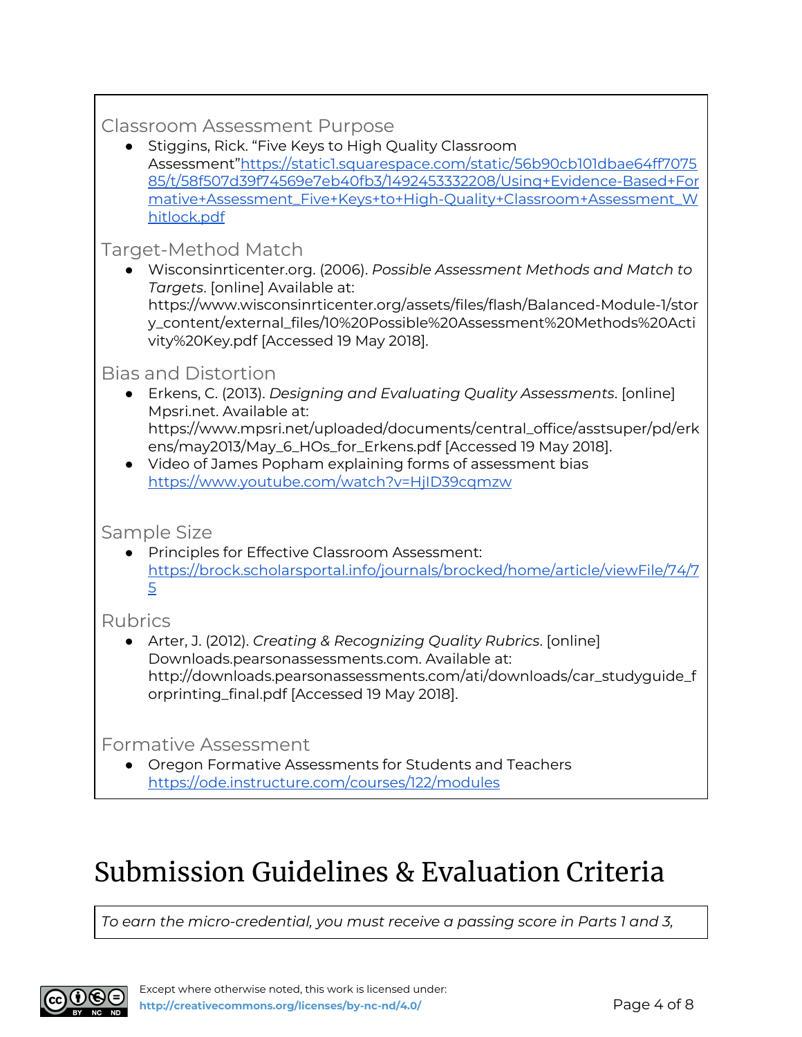### Classroom Assessment Purpose

- Stiggins, Rick. "Five Keys to High Quality Classroom Assessment"[https://static1.squarespace.com/static/56b90cb101dbae64ff707585/t/58f507d39f74569e7eb40fb3/1492453332208/Using+Evidence-Based+Formative+Assessment_Five+Keys+to+High-Quality+Classroom+Assessment_Whitlock.pdf](https://static1.squarespace.com/static/56b90cb101dbae64ff707585/t/58f507d39f74569e7eb40fb3/1492453332208/Using+Evidence-Based+Formative+Assessment_Five+Keys+to+High-Quality+Classroom+Assessment_Whitlock.pdf)

### Target-Method Match

- Wisconsinrticenter.org. (2006). *Possible Assessment Methods and Match to Targets*. [online] Available at: https://www.wisconsinrticenter.org/assets/files/flash/Balanced-Module-1/story_content/external_files/10%20Possible%20Assessment%20Methods%20Activity%20Key.pdf [Accessed 19 May 2018].

### Bias and Distortion

- Erkens, C. (2013). *Designing and Evaluating Quality Assessments*. [online] Mpsri.net. Available at: https://www.mpsri.net/uploaded/documents/central_office/asstsuper/pd/erkens/may2013/May_6_HOs_for_Erkens.pdf [Accessed 19 May 2018].
- Video of James Popham explaining forms of assessment bias [https://www.youtube.com/watch?v=HjID39cqmzw](https://www.youtube.com/watch?v=HjID39cqmzw)

### Sample Size

- Principles for Effective Classroom Assessment: [https://brock.scholarsportal.info/journals/brocked/home/article/viewFile/74/75](https://brock.scholarsportal.info/journals/brocked/home/article/viewFile/74/75)

### Rubrics

- Arter, J. (2012). *Creating & Recognizing Quality Rubrics*. [online] Downloads.pearsonassessments.com. Available at: http://downloads.pearsonassessments.com/ati/downloads/car_studyguide_forprinting_final.pdf [Accessed 19 May 2018].

### Formative Assessment

- Oregon Formative Assessments for Students and Teachers [https://ode.instructure.com/courses/122/modules](https://ode.instructure.com/courses/122/modules)

# Submission Guidelines & Evaluation Criteria

*To earn the micro-credential, you must receive a passing score in Parts 1 and 3,*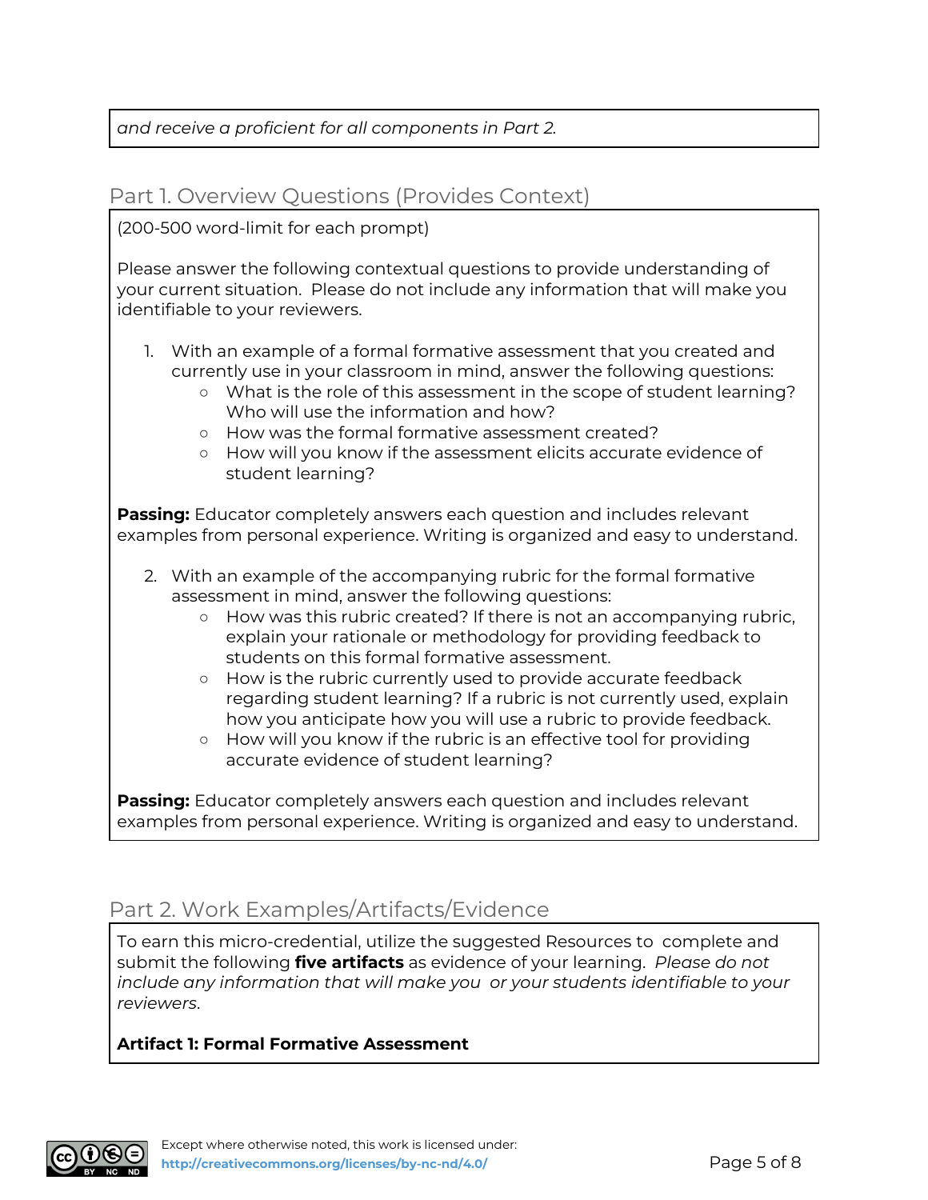*and receive a proficient for all components in Part 2.*

## Part 1. Overview Questions (Provides Context)

(200-500 word-limit for each prompt)

Please answer the following contextual questions to provide understanding of your current situation. Please do not include any information that will make you identifiable to your reviewers.

1. With an example of a formal formative assessment that you created and currently use in your classroom in mind, answer the following questions:
   - What is the role of this assessment in the scope of student learning? Who will use the information and how?
   - How was the formal formative assessment created?
   - How will you know if the assessment elicits accurate evidence of student learning?

**Passing:** Educator completely answers each question and includes relevant examples from personal experience. Writing is organized and easy to understand.

2. With an example of the accompanying rubric for the formal formative assessment in mind, answer the following questions:
   - How was this rubric created? If there is not an accompanying rubric, explain your rationale or methodology for providing feedback to students on this formal formative assessment.
   - How is the rubric currently used to provide accurate feedback regarding student learning? If a rubric is not currently used, explain how you anticipate how you will use a rubric to provide feedback.
   - How will you know if the rubric is an effective tool for providing accurate evidence of student learning?

**Passing:** Educator completely answers each question and includes relevant examples from personal experience. Writing is organized and easy to understand.

## Part 2. Work Examples/Artifacts/Evidence

To earn this micro-credential, utilize the suggested Resources to complete and submit the following **five artifacts** as evidence of your learning. *Please do not include any information that will make you or your students identifiable to your reviewers.*

**Artifact 1: Formal Formative Assessment**

Except where otherwise noted, this work is licensed under: http://creativecommons.org/licenses/by-nc-nd/4.0/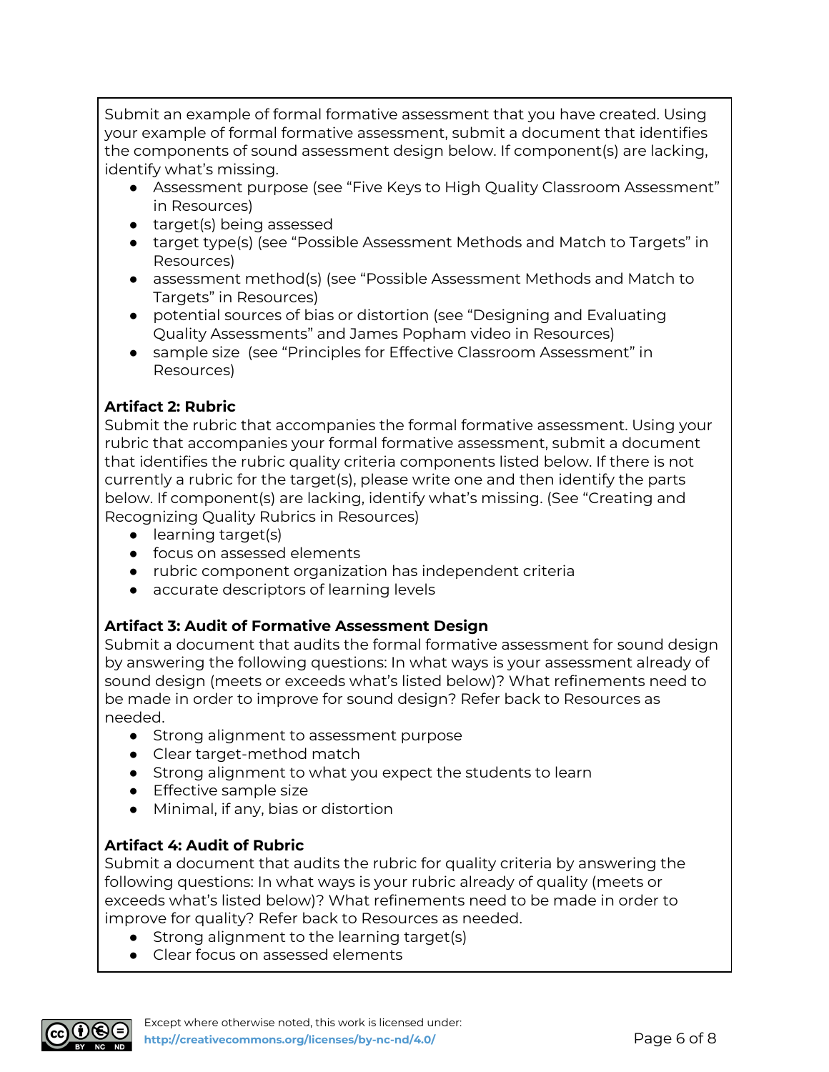Submit an example of formal formative assessment that you have created. Using your example of formal formative assessment, submit a document that identifies the components of sound assessment design below. If component(s) are lacking, identify what's missing.

- Assessment purpose (see "Five Keys to High Quality Classroom Assessment" in Resources)
- target(s) being assessed
- target type(s) (see "Possible Assessment Methods and Match to Targets" in Resources)
- assessment method(s) (see "Possible Assessment Methods and Match to Targets" in Resources)
- potential sources of bias or distortion (see "Designing and Evaluating Quality Assessments" and James Popham video in Resources)
- sample size (see "Principles for Effective Classroom Assessment" in Resources)

**Artifact 2: Rubric**

Submit the rubric that accompanies the formal formative assessment. Using your rubric that accompanies your formal formative assessment, submit a document that identifies the rubric quality criteria components listed below. If there is not currently a rubric for the target(s), please write one and then identify the parts below. If component(s) are lacking, identify what's missing. (See "Creating and Recognizing Quality Rubrics in Resources)

- learning target(s)
- focus on assessed elements
- rubric component organization has independent criteria
- accurate descriptors of learning levels

**Artifact 3: Audit of Formative Assessment Design**

Submit a document that audits the formal formative assessment for sound design by answering the following questions: In what ways is your assessment already of sound design (meets or exceeds what's listed below)? What refinements need to be made in order to improve for sound design? Refer back to Resources as needed.

- Strong alignment to assessment purpose
- Clear target-method match
- Strong alignment to what you expect the students to learn
- Effective sample size
- Minimal, if any, bias or distortion

**Artifact 4: Audit of Rubric**

Submit a document that audits the rubric for quality criteria by answering the following questions: In what ways is your rubric already of quality (meets or exceeds what's listed below)? What refinements need to be made in order to improve for quality? Refer back to Resources as needed.

- Strong alignment to the learning target(s)
- Clear focus on assessed elements

Except where otherwise noted, this work is licensed under: http://creativecommons.org/licenses/by-nc-nd/4.0/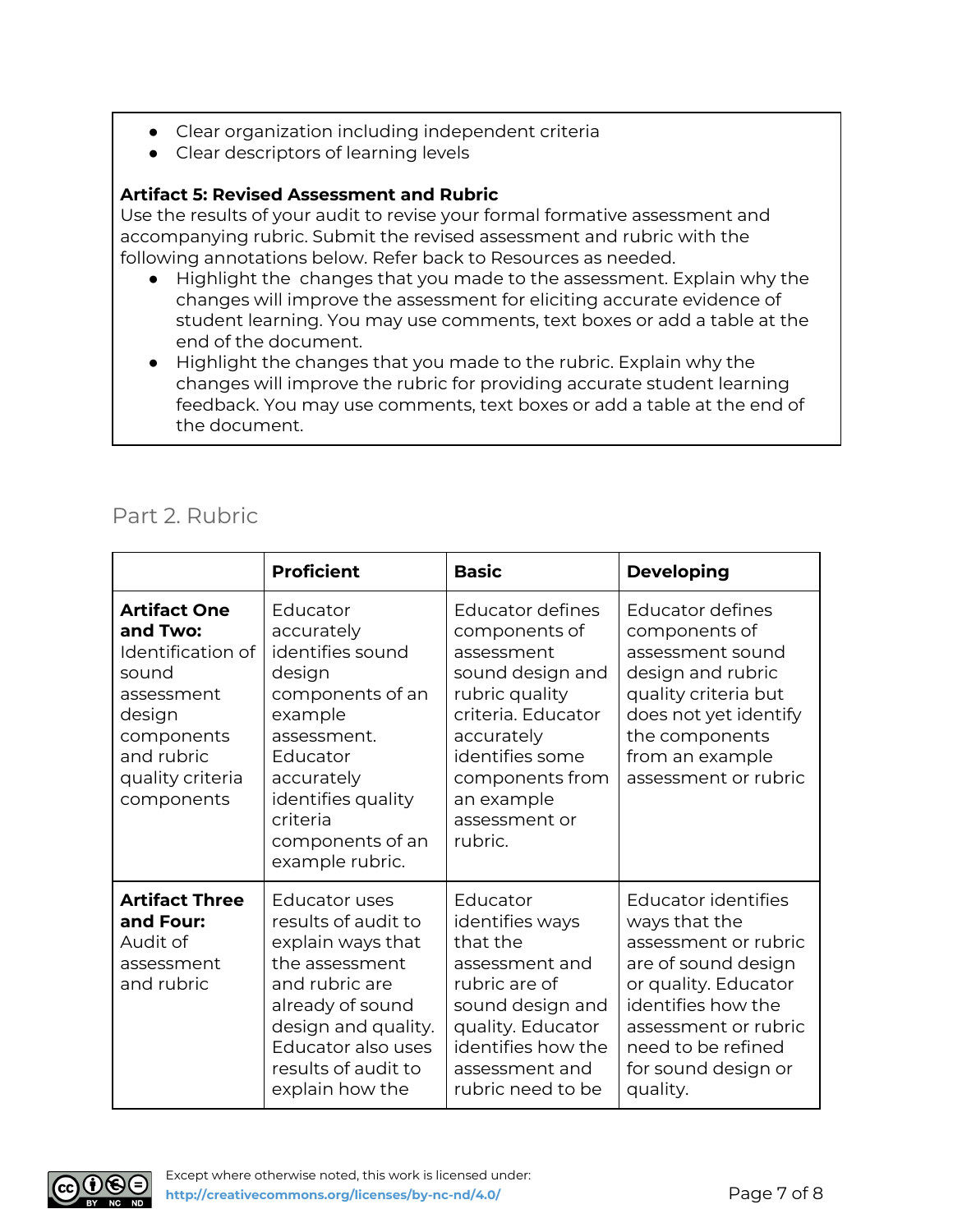- Clear organization including independent criteria
- Clear descriptors of learning levels

**Artifact 5: Revised Assessment and Rubric**
Use the results of your audit to revise your formal formative assessment and accompanying rubric. Submit the revised assessment and rubric with the following annotations below. Refer back to Resources as needed.

- Highlight the changes that you made to the assessment. Explain why the changes will improve the assessment for eliciting accurate evidence of student learning. You may use comments, text boxes or add a table at the end of the document.
- Highlight the changes that you made to the rubric. Explain why the changes will improve the rubric for providing accurate student learning feedback. You may use comments, text boxes or add a table at the end of the document.

## Part 2. Rubric

| | **Proficient** | **Basic** | **Developing** |
|---|---|---|---|
| **Artifact One and Two:** Identification of sound assessment design components and rubric quality criteria components | Educator accurately identifies sound design components of an example assessment. Educator accurately identifies quality criteria components of an example rubric. | Educator defines components of assessment sound design and rubric quality criteria. Educator accurately identifies some components from an example assessment or rubric. | Educator defines components of assessment sound design and rubric quality criteria but does not yet identify the components from an example assessment or rubric |
| **Artifact Three and Four:** Audit of assessment and rubric | Educator uses results of audit to explain ways that the assessment and rubric are already of sound design and quality. Educator also uses results of audit to explain how the | Educator identifies ways that the assessment and rubric are of sound design and quality. Educator identifies how the assessment and rubric need to be | Educator identifies ways that the assessment or rubric are of sound design or quality. Educator identifies how the assessment or rubric need to be refined for sound design or quality. |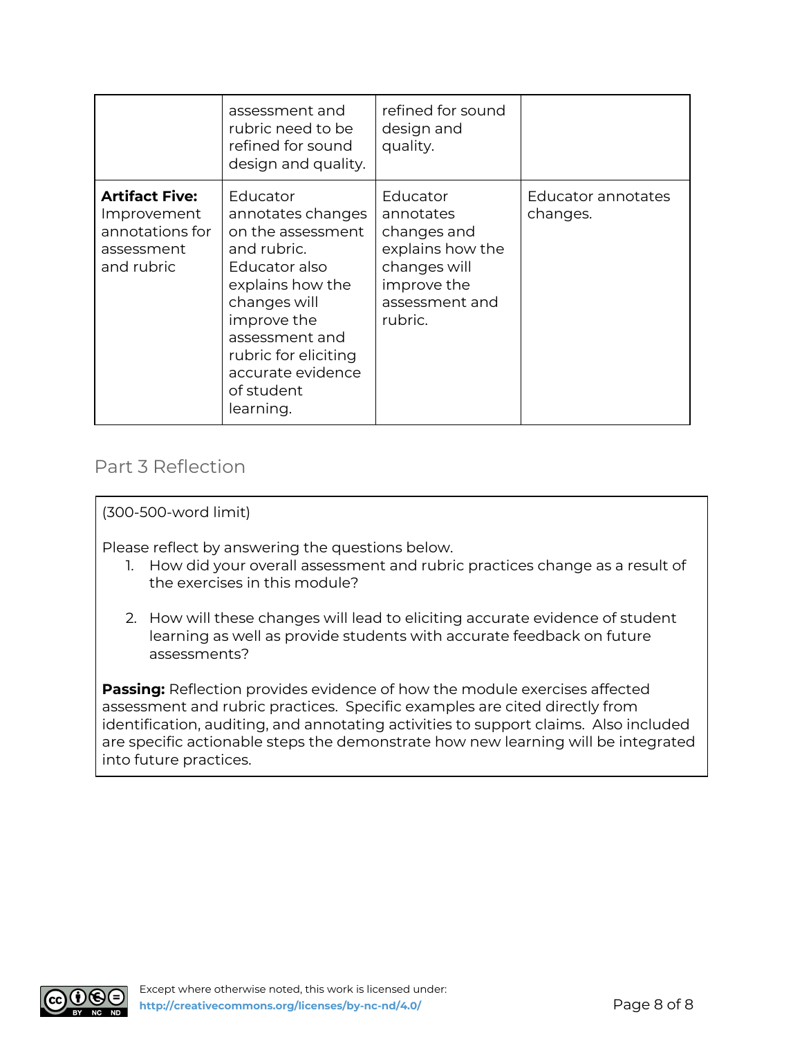| | | | |
|---|---|---|---|
| | assessment and rubric need to be refined for sound design and quality. | refined for sound design and quality. | |
| **Artifact Five:** Improvement annotations for assessment and rubric | Educator annotates changes on the assessment and rubric. Educator also explains how the changes will improve the assessment and rubric for eliciting accurate evidence of student learning. | Educator annotates changes and explains how the changes will improve the assessment and rubric. | Educator annotates changes. |

## Part 3 Reflection

(300-500-word limit)

Please reflect by answering the questions below.

1. How did your overall assessment and rubric practices change as a result of the exercises in this module?
2. How will these changes will lead to eliciting accurate evidence of student learning as well as provide students with accurate feedback on future assessments?

**Passing:** Reflection provides evidence of how the module exercises affected assessment and rubric practices. Specific examples are cited directly from identification, auditing, and annotating activities to support claims. Also included are specific actionable steps the demonstrate how new learning will be integrated into future practices.

Except where otherwise noted, this work is licensed under: http://creativecommons.org/licenses/by-nc-nd/4.0/